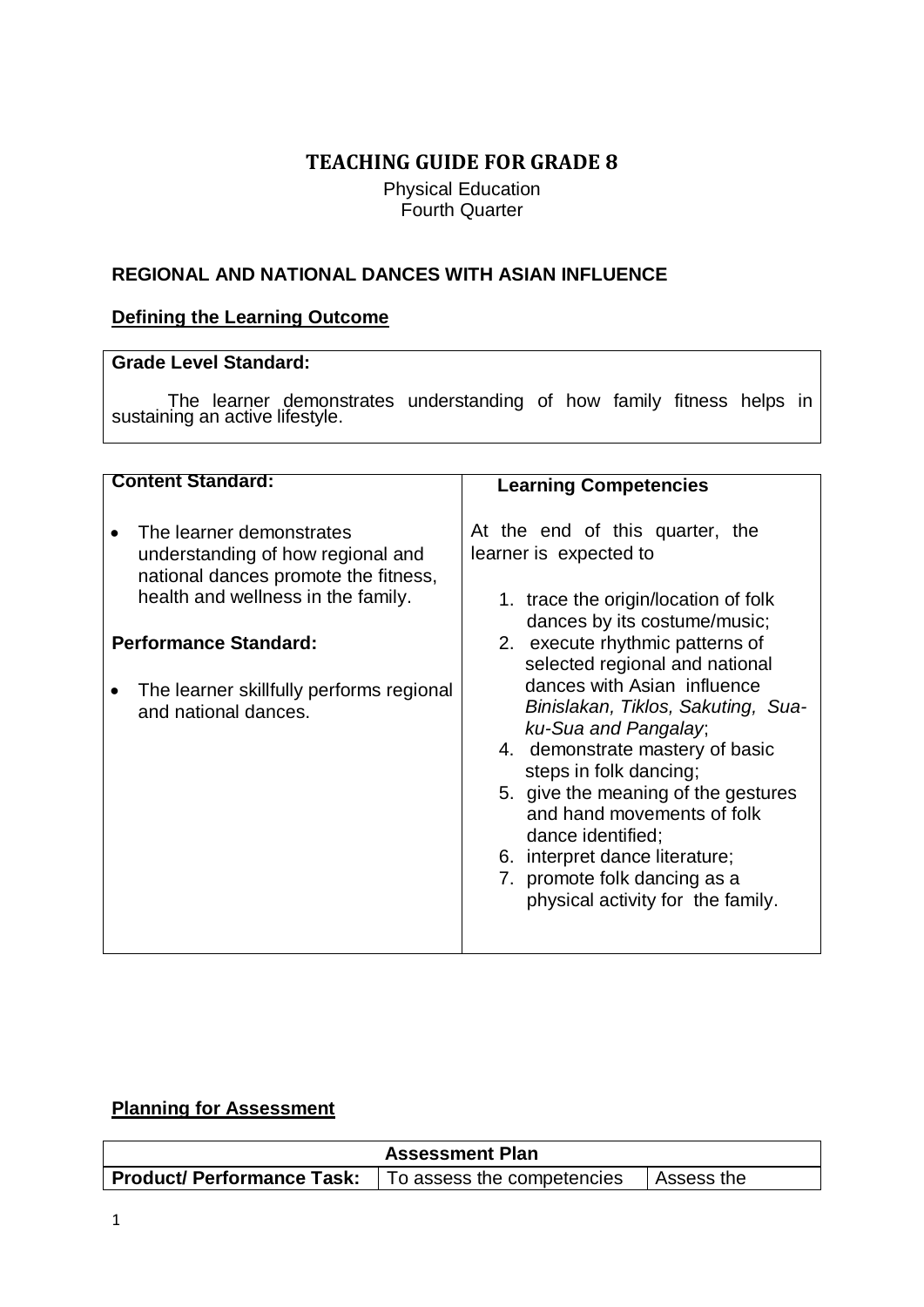# TEACHING GUIDE FOR GRADE 8

Physical Education
Fourth Quarter

## REGIONAL AND NATIONAL DANCES WITH ASIAN INFLUENCE

### Defining the Learning Outcome

| Grade Level Standard: |
| --- |
| The learner demonstrates understanding of how family fitness helps in sustaining an active lifestyle. |

| Content Standard: | Learning Competencies |
| --- | --- |
| • The learner demonstrates understanding of how regional and national dances promote the fitness, health and wellness in the family.<br><br>**Performance Standard:**<br><br>• The learner skillfully performs regional and national dances. | At the end of this quarter, the learner is expected to<br><br>1. trace the origin/location of folk dances by its costume/music;<br>2. execute rhythmic patterns of selected regional and national dances with Asian influence *Binislakan, Tiklos, Sakuting, Sua-ku-Sua and Pangalay*;<br>4. demonstrate mastery of basic steps in folk dancing;<br>5. give the meaning of the gestures and hand movements of folk dance identified;<br>6. interpret dance literature;<br>7. promote folk dancing as a physical activity for the family. |

### Planning for Assessment

| Assessment Plan | | |
| --- | --- | --- |
| **Product/ Performance Task:** | To assess the competencies | Assess the |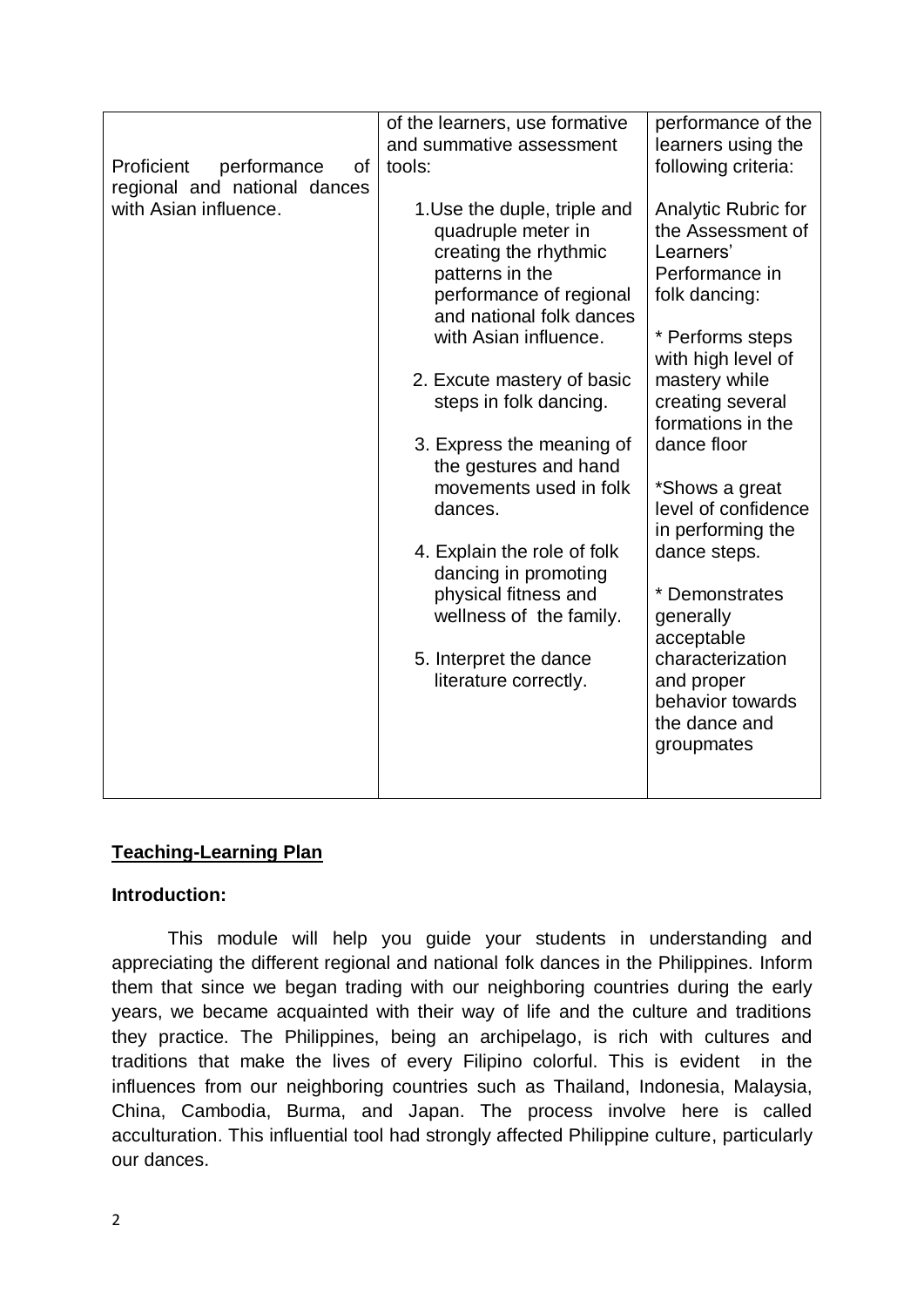| Proficient performance of regional and national dances with Asian influence. | of the learners, use formative and summative assessment tools:<br><br>1. Use the duple, triple and quadruple meter in creating the rhythmic patterns in the performance of regional and national folk dances with Asian influence.<br><br>2. Excute mastery of basic steps in folk dancing.<br><br>3. Express the meaning of the gestures and hand movements used in folk dances.<br><br>4. Explain the role of folk dancing in promoting physical fitness and wellness of the family.<br><br>5. Interpret the dance literature correctly. | performance of the learners using the following criteria:<br><br>Analytic Rubric for the Assessment of Learners' Performance in folk dancing:<br><br>* Performs steps with high level of mastery while creating several formations in the dance floor<br><br>*Shows a great level of confidence in performing the dance steps.<br><br>* Demonstrates generally acceptable characterization and proper behavior towards the dance and groupmates |
|---|---|---|

## Teaching-Learning Plan

**Introduction:**

This module will help you guide your students in understanding and appreciating the different regional and national folk dances in the Philippines. Inform them that since we began trading with our neighboring countries during the early years, we became acquainted with their way of life and the culture and traditions they practice. The Philippines, being an archipelago, is rich with cultures and traditions that make the lives of every Filipino colorful. This is evident in the influences from our neighboring countries such as Thailand, Indonesia, Malaysia, China, Cambodia, Burma, and Japan. The process involve here is called acculturation. This influential tool had strongly affected Philippine culture, particularly our dances.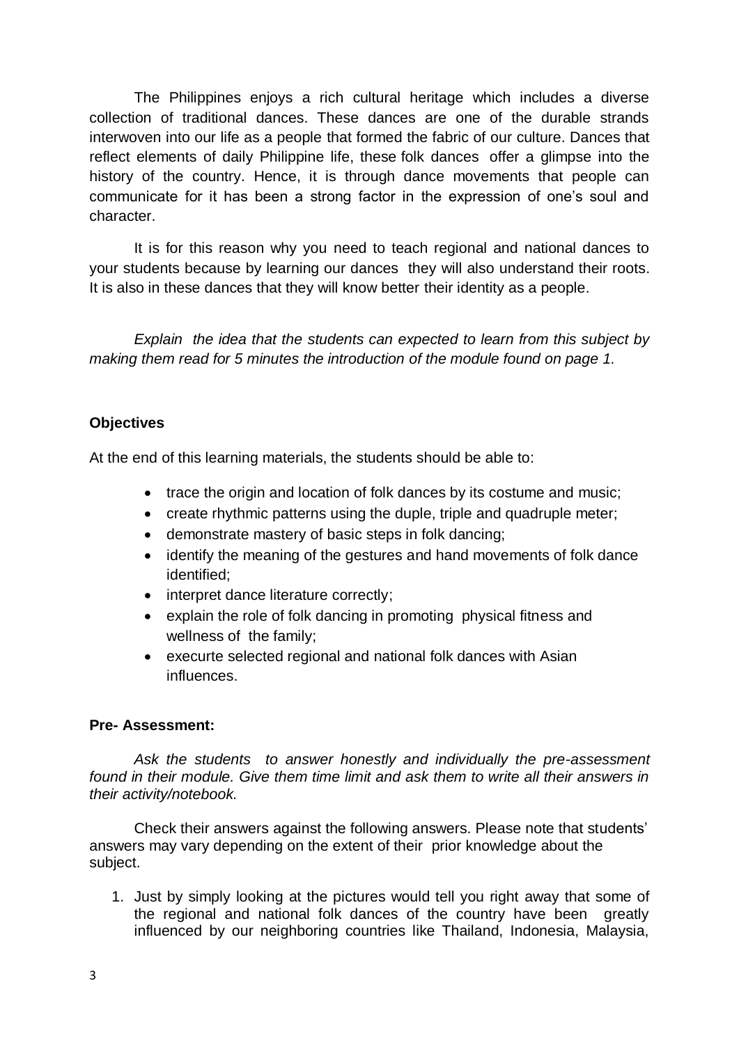The Philippines enjoys a rich cultural heritage which includes a diverse collection of traditional dances. These dances are one of the durable strands interwoven into our life as a people that formed the fabric of our culture. Dances that reflect elements of daily Philippine life, these folk dances offer a glimpse into the history of the country. Hence, it is through dance movements that people can communicate for it has been a strong factor in the expression of one's soul and character.

It is for this reason why you need to teach regional and national dances to your students because by learning our dances they will also understand their roots. It is also in these dances that they will know better their identity as a people.

*Explain the idea that the students can expected to learn from this subject by making them read for 5 minutes the introduction of the module found on page 1.*

**Objectives**

At the end of this learning materials, the students should be able to:

- trace the origin and location of folk dances by its costume and music;
- create rhythmic patterns using the duple, triple and quadruple meter;
- demonstrate mastery of basic steps in folk dancing;
- identify the meaning of the gestures and hand movements of folk dance identified;
- interpret dance literature correctly;
- explain the role of folk dancing in promoting physical fitness and wellness of the family;
- execurte selected regional and national folk dances with Asian influences.

**Pre- Assessment:**

*Ask the students to answer honestly and individually the pre-assessment found in their module. Give them time limit and ask them to write all their answers in their activity/notebook.*

Check their answers against the following answers. Please note that students' answers may vary depending on the extent of their prior knowledge about the subject.

1. Just by simply looking at the pictures would tell you right away that some of the regional and national folk dances of the country have been greatly influenced by our neighboring countries like Thailand, Indonesia, Malaysia,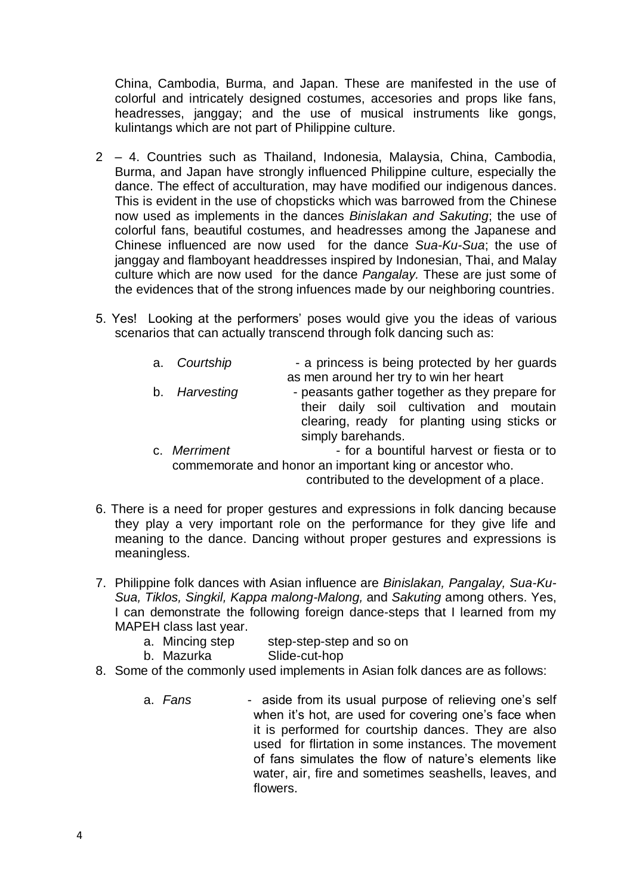China, Cambodia, Burma, and Japan. These are manifested in the use of colorful and intricately designed costumes, accesories and props like fans, headresses, janggay; and the use of musical instruments like gongs, kulintangs which are not part of Philippine culture.

2 – 4. Countries such as Thailand, Indonesia, Malaysia, China, Cambodia, Burma, and Japan have strongly influenced Philippine culture, especially the dance. The effect of acculturation, may have modified our indigenous dances. This is evident in the use of chopsticks which was barrowed from the Chinese now used as implements in the dances *Binislakan and Sakuting*; the use of colorful fans, beautiful costumes, and headresses among the Japanese and Chinese influenced are now used for the dance *Sua-Ku-Sua*; the use of janggay and flamboyant headdresses inspired by Indonesian, Thai, and Malay culture which are now used for the dance *Pangalay.* These are just some of the evidences that of the strong infuences made by our neighboring countries.

5. Yes! Looking at the performers' poses would give you the ideas of various scenarios that can actually transcend through folk dancing such as:

   a. *Courtship* - a princess is being protected by her guards as men around her try to win her heart
   b. *Harvesting* - peasants gather together as they prepare for their daily soil cultivation and moutain clearing, ready for planting using sticks or simply barehands.
   c. *Merriment* - for a bountiful harvest or fiesta or to commemorate and honor an important king or ancestor who. contributed to the development of a place.

6. There is a need for proper gestures and expressions in folk dancing because they play a very important role on the performance for they give life and meaning to the dance. Dancing without proper gestures and expressions is meaningless.

7. Philippine folk dances with Asian influence are *Binislakan, Pangalay, Sua-Ku-Sua, Tiklos, Singkil, Kappa malong-Malong,* and *Sakuting* among others. Yes, I can demonstrate the following foreign dance-steps that I learned from my MAPEH class last year.
   a. Mincing step step-step-step and so on
   b. Mazurka Slide-cut-hop

8. Some of the commonly used implements in Asian folk dances are as follows:

   a. *Fans* - aside from its usual purpose of relieving one's self when it's hot, are used for covering one's face when it is performed for courtship dances. They are also used for flirtation in some instances. The movement of fans simulates the flow of nature's elements like water, air, fire and sometimes seashells, leaves, and flowers.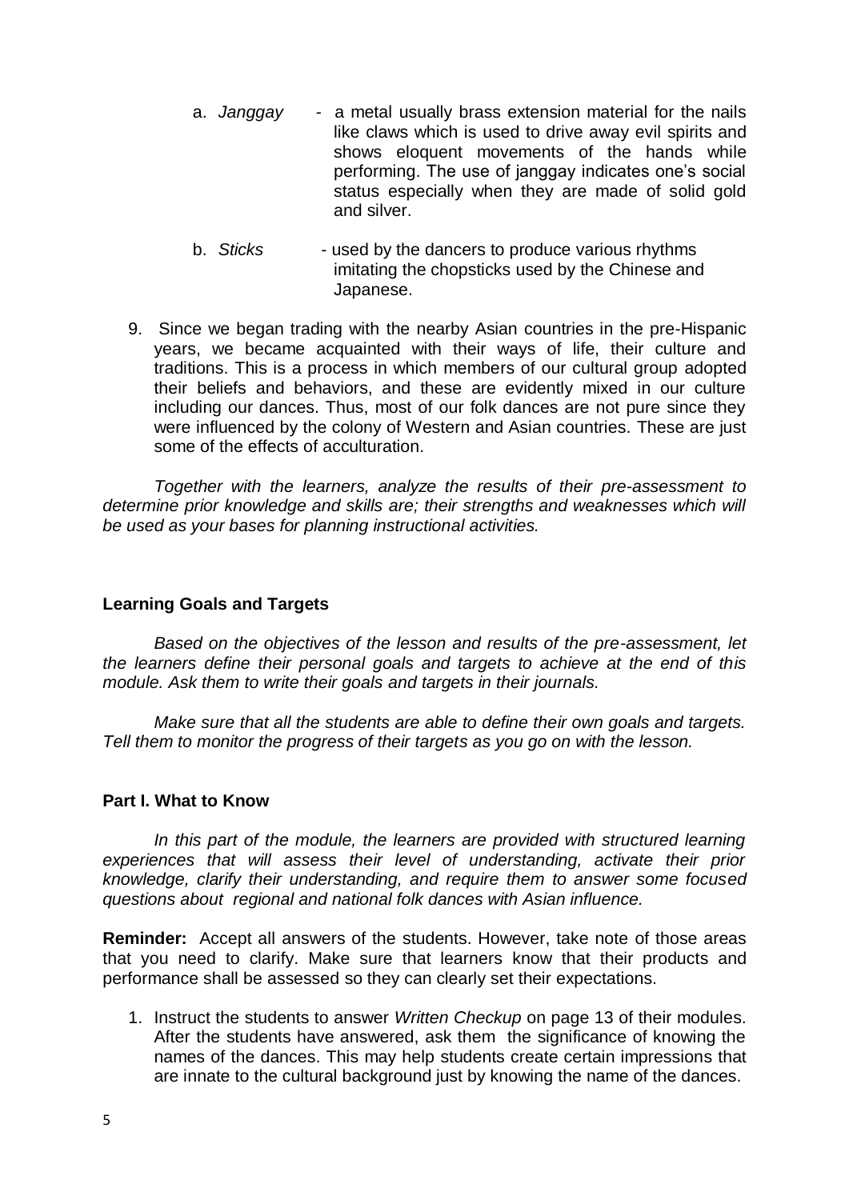a. *Janggay* - a metal usually brass extension material for the nails like claws which is used to drive away evil spirits and shows eloquent movements of the hands while performing. The use of janggay indicates one's social status especially when they are made of solid gold and silver.

b. *Sticks* - used by the dancers to produce various rhythms imitating the chopsticks used by the Chinese and Japanese.

9. Since we began trading with the nearby Asian countries in the pre-Hispanic years, we became acquainted with their ways of life, their culture and traditions. This is a process in which members of our cultural group adopted their beliefs and behaviors, and these are evidently mixed in our culture including our dances. Thus, most of our folk dances are not pure since they were influenced by the colony of Western and Asian countries. These are just some of the effects of acculturation.

*Together with the learners, analyze the results of their pre-assessment to determine prior knowledge and skills are; their strengths and weaknesses which will be used as your bases for planning instructional activities.*

**Learning Goals and Targets**

*Based on the objectives of the lesson and results of the pre-assessment, let the learners define their personal goals and targets to achieve at the end of this module. Ask them to write their goals and targets in their journals.*

*Make sure that all the students are able to define their own goals and targets. Tell them to monitor the progress of their targets as you go on with the lesson.*

**Part I. What to Know**

*In this part of the module, the learners are provided with structured learning experiences that will assess their level of understanding, activate their prior knowledge, clarify their understanding, and require them to answer some focused questions about regional and national folk dances with Asian influence.*

**Reminder:** Accept all answers of the students. However, take note of those areas that you need to clarify. Make sure that learners know that their products and performance shall be assessed so they can clearly set their expectations.

1. Instruct the students to answer *Written Checkup* on page 13 of their modules. After the students have answered, ask them the significance of knowing the names of the dances. This may help students create certain impressions that are innate to the cultural background just by knowing the name of the dances.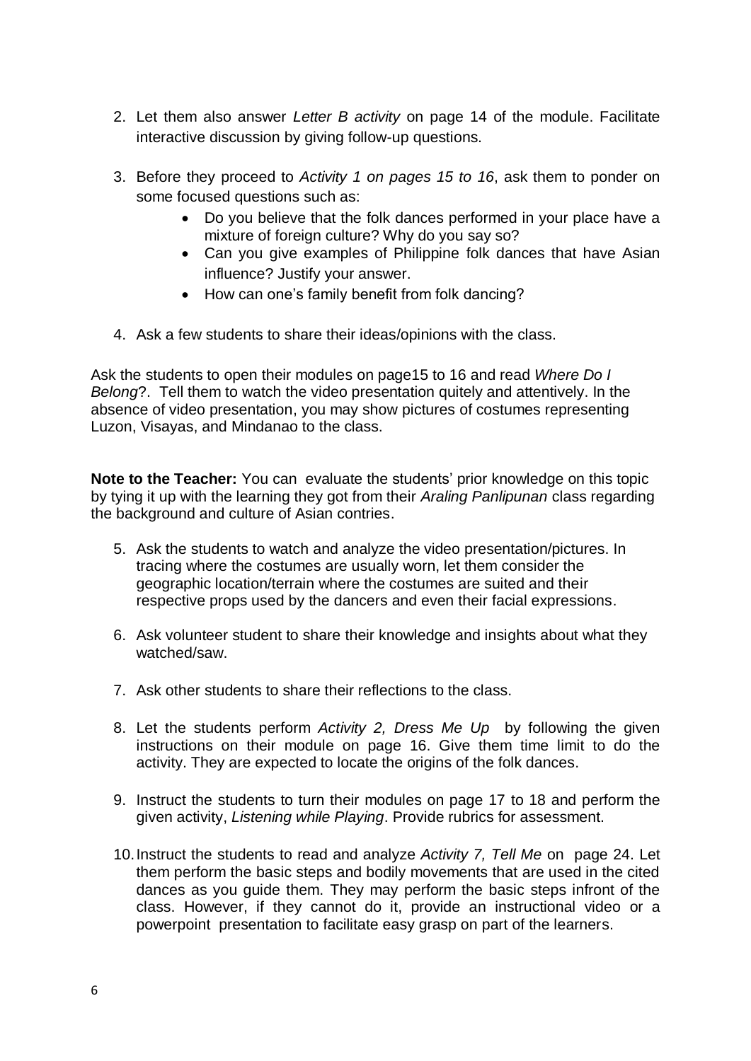2. Let them also answer *Letter B activity* on page 14 of the module. Facilitate interactive discussion by giving follow-up questions.

3. Before they proceed to *Activity 1 on pages 15 to 16*, ask them to ponder on some focused questions such as:
   - Do you believe that the folk dances performed in your place have a mixture of foreign culture? Why do you say so?
   - Can you give examples of Philippine folk dances that have Asian influence? Justify your answer.
   - How can one's family benefit from folk dancing?

4. Ask a few students to share their ideas/opinions with the class.

Ask the students to open their modules on page15 to 16 and read *Where Do I Belong*?. Tell them to watch the video presentation quitely and attentively. In the absence of video presentation, you may show pictures of costumes representing Luzon, Visayas, and Mindanao to the class.

**Note to the Teacher:** You can evaluate the students' prior knowledge on this topic by tying it up with the learning they got from their *Araling Panlipunan* class regarding the background and culture of Asian contries.

5. Ask the students to watch and analyze the video presentation/pictures. In tracing where the costumes are usually worn, let them consider the geographic location/terrain where the costumes are suited and their respective props used by the dancers and even their facial expressions.

6. Ask volunteer student to share their knowledge and insights about what they watched/saw.

7. Ask other students to share their reflections to the class.

8. Let the students perform *Activity 2, Dress Me Up* by following the given instructions on their module on page 16. Give them time limit to do the activity. They are expected to locate the origins of the folk dances.

9. Instruct the students to turn their modules on page 17 to 18 and perform the given activity, *Listening while Playing*. Provide rubrics for assessment.

10. Instruct the students to read and analyze *Activity 7, Tell Me* on page 24. Let them perform the basic steps and bodily movements that are used in the cited dances as you guide them. They may perform the basic steps infront of the class. However, if they cannot do it, provide an instructional video or a powerpoint presentation to facilitate easy grasp on part of the learners.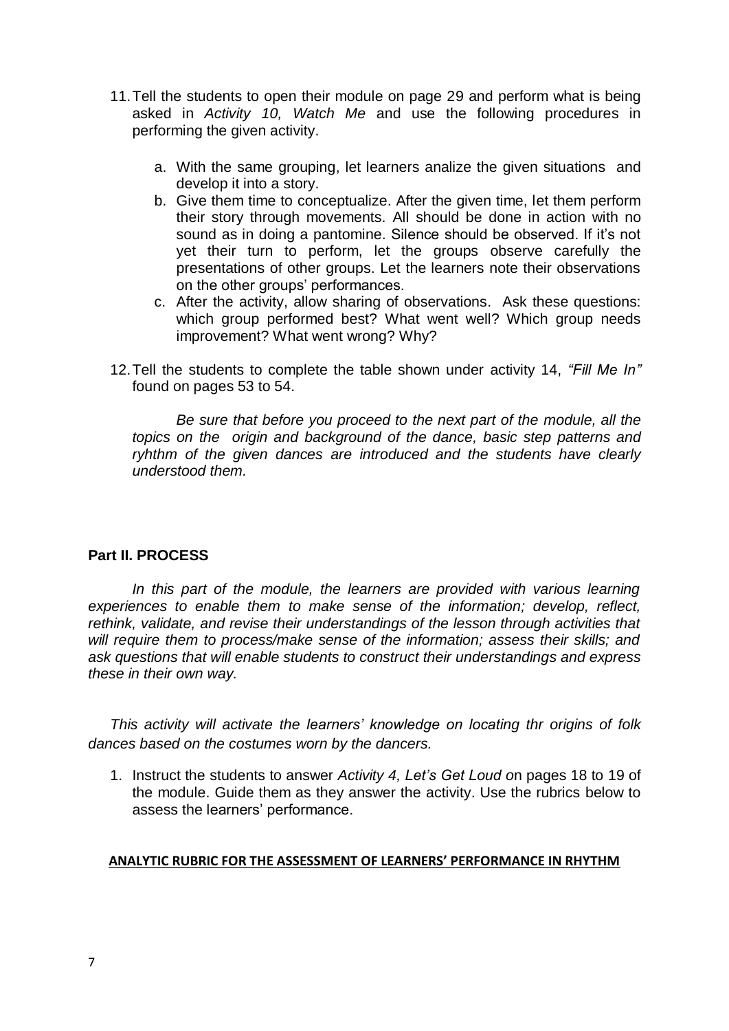11. Tell the students to open their module on page 29 and perform what is being asked in *Activity 10, Watch Me* and use the following procedures in performing the given activity.

    a. With the same grouping, let learners analize the given situations and develop it into a story.
    b. Give them time to conceptualize. After the given time, let them perform their story through movements. All should be done in action with no sound as in doing a pantomine. Silence should be observed. If it's not yet their turn to perform, let the groups observe carefully the presentations of other groups. Let the learners note their observations on the other groups' performances.
    c. After the activity, allow sharing of observations. Ask these questions: which group performed best? What went well? Which group needs improvement? What went wrong? Why?

12. Tell the students to complete the table shown under activity 14, *"Fill Me In"* found on pages 53 to 54.

*Be sure that before you proceed to the next part of the module, all the topics on the origin and background of the dance, basic step patterns and ryhthm of the given dances are introduced and the students have clearly understood them.*

## Part II. PROCESS

*In this part of the module, the learners are provided with various learning experiences to enable them to make sense of the information; develop, reflect, rethink, validate, and revise their understandings of the lesson through activities that will require them to process/make sense of the information; assess their skills; and ask questions that will enable students to construct their understandings and express these in their own way.*

*This activity will activate the learners' knowledge on locating thr origins of folk dances based on the costumes worn by the dancers.*

1. Instruct the students to answer *Activity 4, Let's Get Loud* on pages 18 to 19 of the module. Guide them as they answer the activity. Use the rubrics below to assess the learners' performance.

**ANALYTIC RUBRIC FOR THE ASSESSMENT OF LEARNERS' PERFORMANCE IN RHYTHM**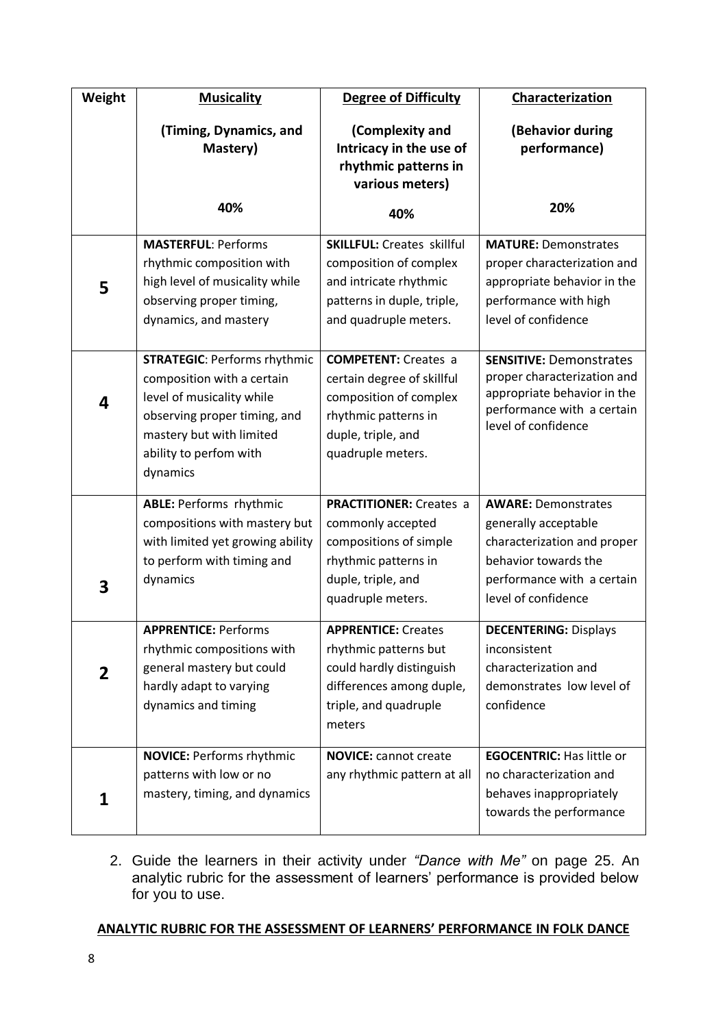| Weight | **Musicality** (Timing, Dynamics, and Mastery) 40% | **Degree of Difficulty** (Complexity and Intricacy in the use of rhythmic patterns in various meters) 40% | **Characterization** (Behavior during performance) 20% |
|---|---|---|---|
| **5** | **MASTERFUL**: Performs rhythmic composition with high level of musicality while observing proper timing, dynamics, and mastery | **SKILLFUL:** Creates skillful composition of complex and intricate rhythmic patterns in duple, triple, and quadruple meters. | **MATURE:** Demonstrates proper characterization and appropriate behavior in the performance with high level of confidence |
| **4** | **STRATEGIC**: Performs rhythmic composition with a certain level of musicality while observing proper timing, and mastery but with limited ability to perfom with dynamics | **COMPETENT:** Creates a certain degree of skillful composition of complex rhythmic patterns in duple, triple, and quadruple meters. | **SENSITIVE:** Demonstrates proper characterization and appropriate behavior in the performance with a certain level of confidence |
| **3** | **ABLE:** Performs rhythmic compositions with mastery but with limited yet growing ability to perform with timing and dynamics | **PRACTITIONER:** Creates a commonly accepted compositions of simple rhythmic patterns in duple, triple, and quadruple meters. | **AWARE:** Demonstrates generally acceptable characterization and proper behavior towards the performance with a certain level of confidence |
| **2** | **APPRENTICE:** Performs rhythmic compositions with general mastery but could hardly adapt to varying dynamics and timing | **APPRENTICE:** Creates rhythmic patterns but could hardly distinguish differences among duple, triple, and quadruple meters | **DECENTERING:** Displays inconsistent characterization and demonstrates low level of confidence |
| **1** | **NOVICE:** Performs rhythmic patterns with low or no mastery, timing, and dynamics | **NOVICE:** cannot create any rhythmic pattern at all | **EGOCENTRIC:** Has little or no characterization and behaves inappropriately towards the performance |

2. Guide the learners in their activity under *"Dance with Me"* on page 25. An analytic rubric for the assessment of learners' performance is provided below for you to use.

**ANALYTIC RUBRIC FOR THE ASSESSMENT OF LEARNERS' PERFORMANCE IN FOLK DANCE**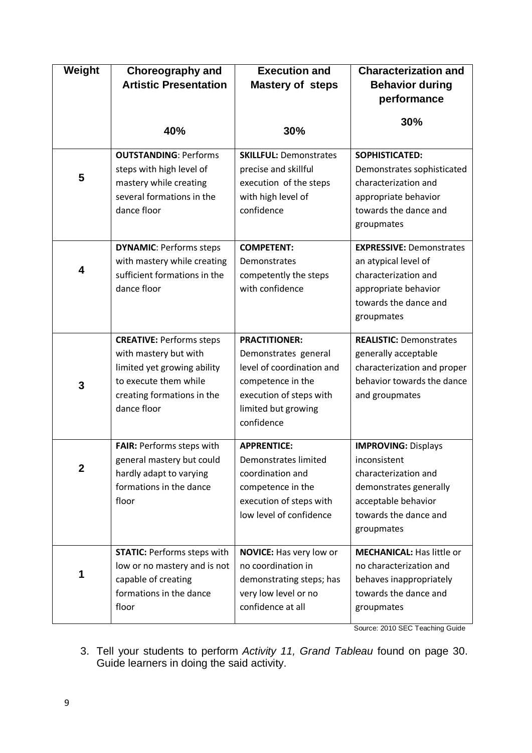| Weight | Choreography and Artistic Presentation<br><br>40% | Execution and Mastery of steps<br><br>30% | Characterization and Behavior during performance<br><br>30% |
|---|---|---|---|
| 5 | **OUTSTANDING**: Performs steps with high level of mastery while creating several formations in the dance floor | **SKILLFUL:** Demonstrates precise and skillful execution of the steps with high level of confidence | **SOPHISTICATED:** Demonstrates sophisticated characterization and appropriate behavior towards the dance and groupmates |
| 4 | **DYNAMIC**: Performs steps with mastery while creating sufficient formations in the dance floor | **COMPETENT:** Demonstrates competently the steps with confidence | **EXPRESSIVE:** Demonstrates an atypical level of characterization and appropriate behavior towards the dance and groupmates |
| 3 | **CREATIVE:** Performs steps with mastery but with limited yet growing ability to execute them while creating formations in the dance floor | **PRACTITIONER:** Demonstrates general level of coordination and competence in the execution of steps with limited but growing confidence | **REALISTIC:** Demonstrates generally acceptable characterization and proper behavior towards the dance and groupmates |
| 2 | **FAIR:** Performs steps with general mastery but could hardly adapt to varying formations in the dance floor | **APPRENTICE:** Demonstrates limited coordination and competence in the execution of steps with low level of confidence | **IMPROVING:** Displays inconsistent characterization and demonstrates generally acceptable behavior towards the dance and groupmates |
| 1 | **STATIC:** Performs steps with low or no mastery and is not capable of creating formations in the dance floor | **NOVICE:** Has very low or no coordination in demonstrating steps; has very low level or no confidence at all | **MECHANICAL:** Has little or no characterization and behaves inappropriately towards the dance and groupmates |

Source: 2010 SEC Teaching Guide

3. Tell your students to perform *Activity 11, Grand Tableau* found on page 30. Guide learners in doing the said activity.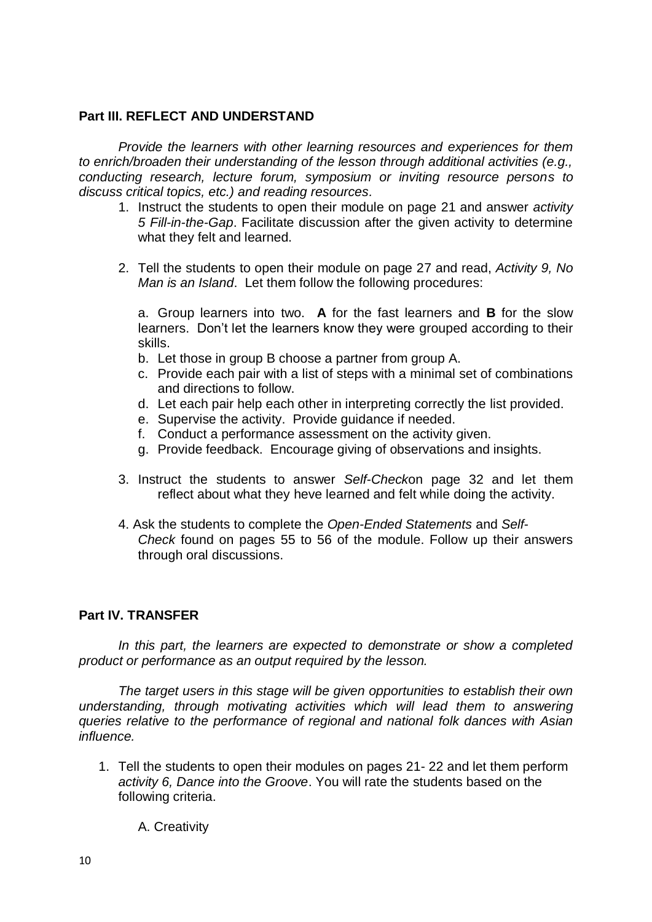**Part III. REFLECT AND UNDERSTAND**

*Provide the learners with other learning resources and experiences for them to enrich/broaden their understanding of the lesson through additional activities (e.g., conducting research, lecture forum, symposium or inviting resource persons to discuss critical topics, etc.) and reading resources.*

1. Instruct the students to open their module on page 21 and answer *activity 5 Fill-in-the-Gap*. Facilitate discussion after the given activity to determine what they felt and learned.

2. Tell the students to open their module on page 27 and read, *Activity 9, No Man is an Island*. Let them follow the following procedures:

   a. Group learners into two. **A** for the fast learners and **B** for the slow learners. Don't let the learners know they were grouped according to their skills.
   b. Let those in group B choose a partner from group A.
   c. Provide each pair with a list of steps with a minimal set of combinations and directions to follow.
   d. Let each pair help each other in interpreting correctly the list provided.
   e. Supervise the activity. Provide guidance if needed.
   f. Conduct a performance assessment on the activity given.
   g. Provide feedback. Encourage giving of observations and insights.

3. Instruct the students to answer *Self-Check*on page 32 and let them reflect about what they heve learned and felt while doing the activity.

4. Ask the students to complete the *Open-Ended Statements* and *Self-Check* found on pages 55 to 56 of the module. Follow up their answers through oral discussions.

**Part IV. TRANSFER**

*In this part, the learners are expected to demonstrate or show a completed product or performance as an output required by the lesson.*

*The target users in this stage will be given opportunities to establish their own understanding, through motivating activities which will lead them to answering queries relative to the performance of regional and national folk dances with Asian influence.*

1. Tell the students to open their modules on pages 21- 22 and let them perform *activity 6, Dance into the Groove*. You will rate the students based on the following criteria.

   A. Creativity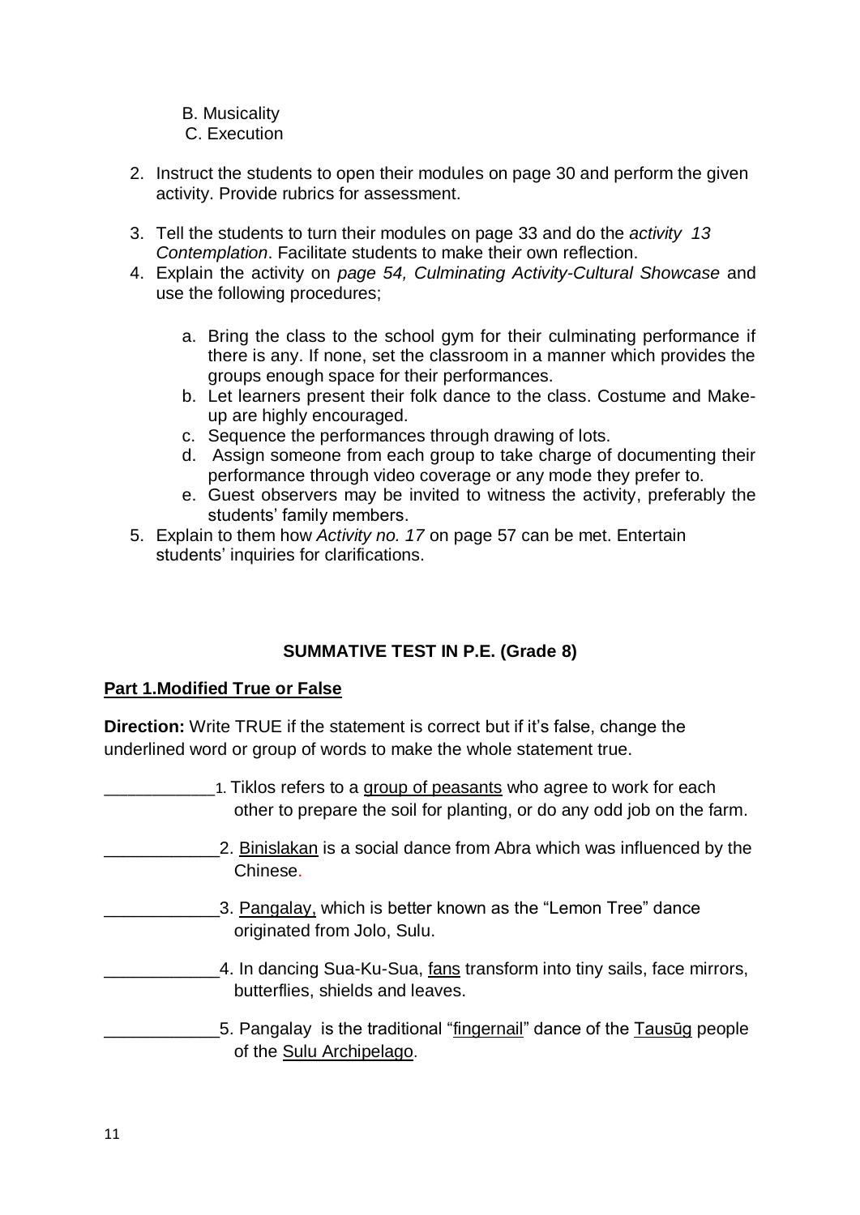B. Musicality
C. Execution

2. Instruct the students to open their modules on page 30 and perform the given activity. Provide rubrics for assessment.

3. Tell the students to turn their modules on page 33 and do the *activity 13 Contemplation*. Facilitate students to make their own reflection.
4. Explain the activity on *page 54, Culminating Activity-Cultural Showcase* and use the following procedures;

   a. Bring the class to the school gym for their culminating performance if there is any. If none, set the classroom in a manner which provides the groups enough space for their performances.
   b. Let learners present their folk dance to the class. Costume and Make-up are highly encouraged.
   c. Sequence the performances through drawing of lots.
   d. Assign someone from each group to take charge of documenting their performance through video coverage or any mode they prefer to.
   e. Guest observers may be invited to witness the activity, preferably the students' family members.
5. Explain to them how *Activity no. 17* on page 57 can be met. Entertain students' inquiries for clarifications.

**SUMMATIVE TEST IN P.E. (Grade 8)**

**Part 1.Modified True or False**

**Direction:** Write TRUE if the statement is correct but if it's false, change the underlined word or group of words to make the whole statement true.

____________1. Tiklos refers to a <u>group of peasants</u> who agree to work for each other to prepare the soil for planting, or do any odd job on the farm.

____________2. <u>Binislakan</u> is a social dance from Abra which was influenced by the Chinese.

____________3. <u>Pangalay,</u> which is better known as the "Lemon Tree" dance originated from Jolo, Sulu.

____________4. In dancing Sua-Ku-Sua, <u>fans</u> transform into tiny sails, face mirrors, butterflies, shields and leaves.

____________5. Pangalay is the traditional "<u>fingernail</u>" dance of the <u>Tausūg</u> people of the <u>Sulu Archipelago</u>.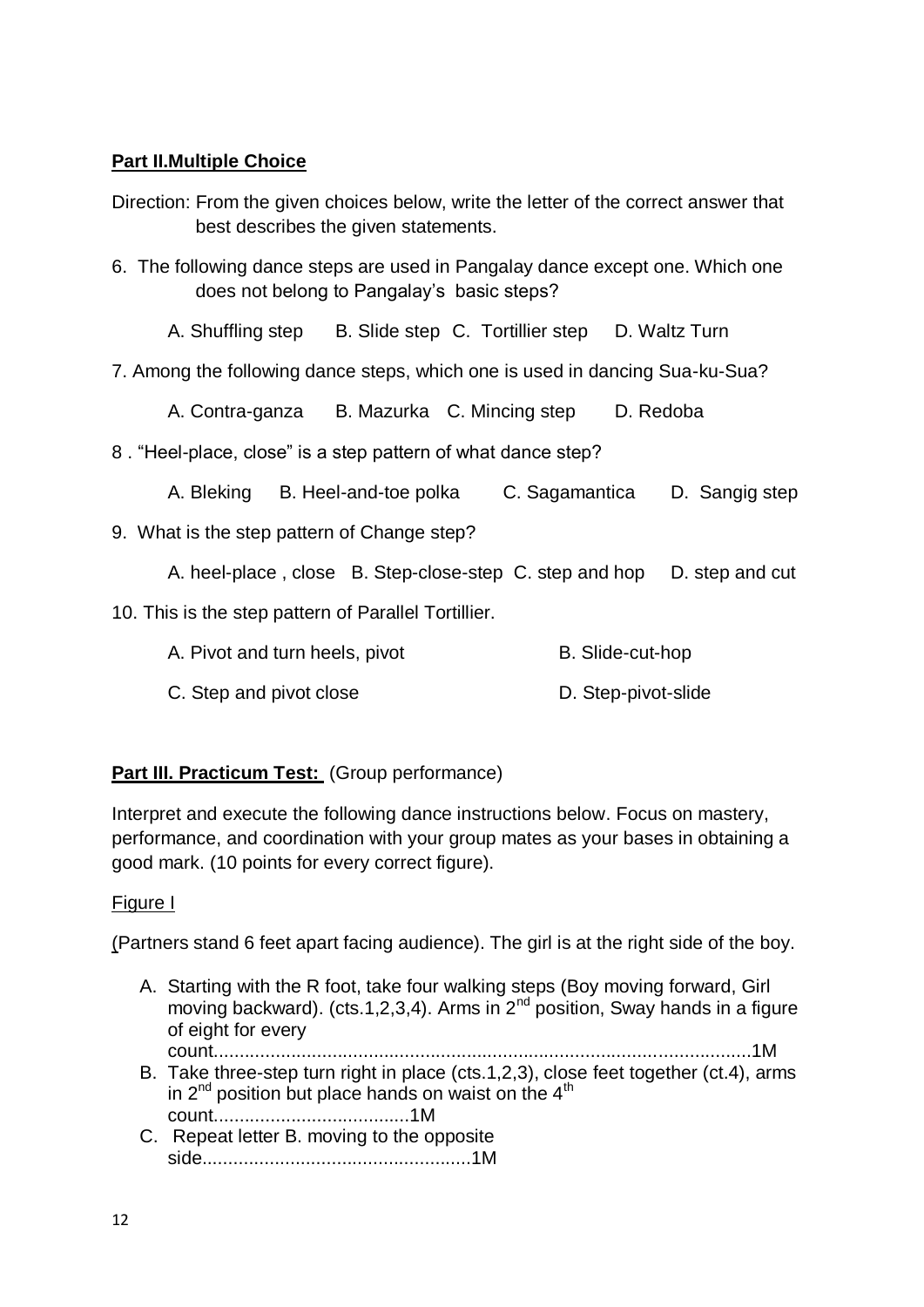**Part II.Multiple Choice**

Direction: From the given choices below, write the letter of the correct answer that best describes the given statements.

6. The following dance steps are used in Pangalay dance except one. Which one does not belong to Pangalay's basic steps?

   A. Shuffling step B. Slide step C. Tortillier step D. Waltz Turn

7. Among the following dance steps, which one is used in dancing Sua-ku-Sua?

   A. Contra-ganza B. Mazurka C. Mincing step D. Redoba

8. "Heel-place, close" is a step pattern of what dance step?

   A. Bleking B. Heel-and-toe polka C. Sagamantica D. Sangig step

9. What is the step pattern of Change step?

   A. heel-place , close B. Step-close-step C. step and hop D. step and cut

10. This is the step pattern of Parallel Tortillier.

    A. Pivot and turn heels, pivot B. Slide-cut-hop

    C. Step and pivot close D. Step-pivot-slide

**Part III. Practicum Test:** (Group performance)

Interpret and execute the following dance instructions below. Focus on mastery, performance, and coordination with your group mates as your bases in obtaining a good mark. (10 points for every correct figure).

Figure I

(Partners stand 6 feet apart facing audience). The girl is at the right side of the boy.

A. Starting with the R foot, take four walking steps (Boy moving forward, Girl moving backward). (cts.1,2,3,4). Arms in 2nd position, Sway hands in a figure of eight for every count.......................................................................................................1M
B. Take three-step turn right in place (cts.1,2,3), close feet together (ct.4), arms in 2nd position but place hands on waist on the 4th count.....................................1M
C. Repeat letter B. moving to the opposite side...................................................1M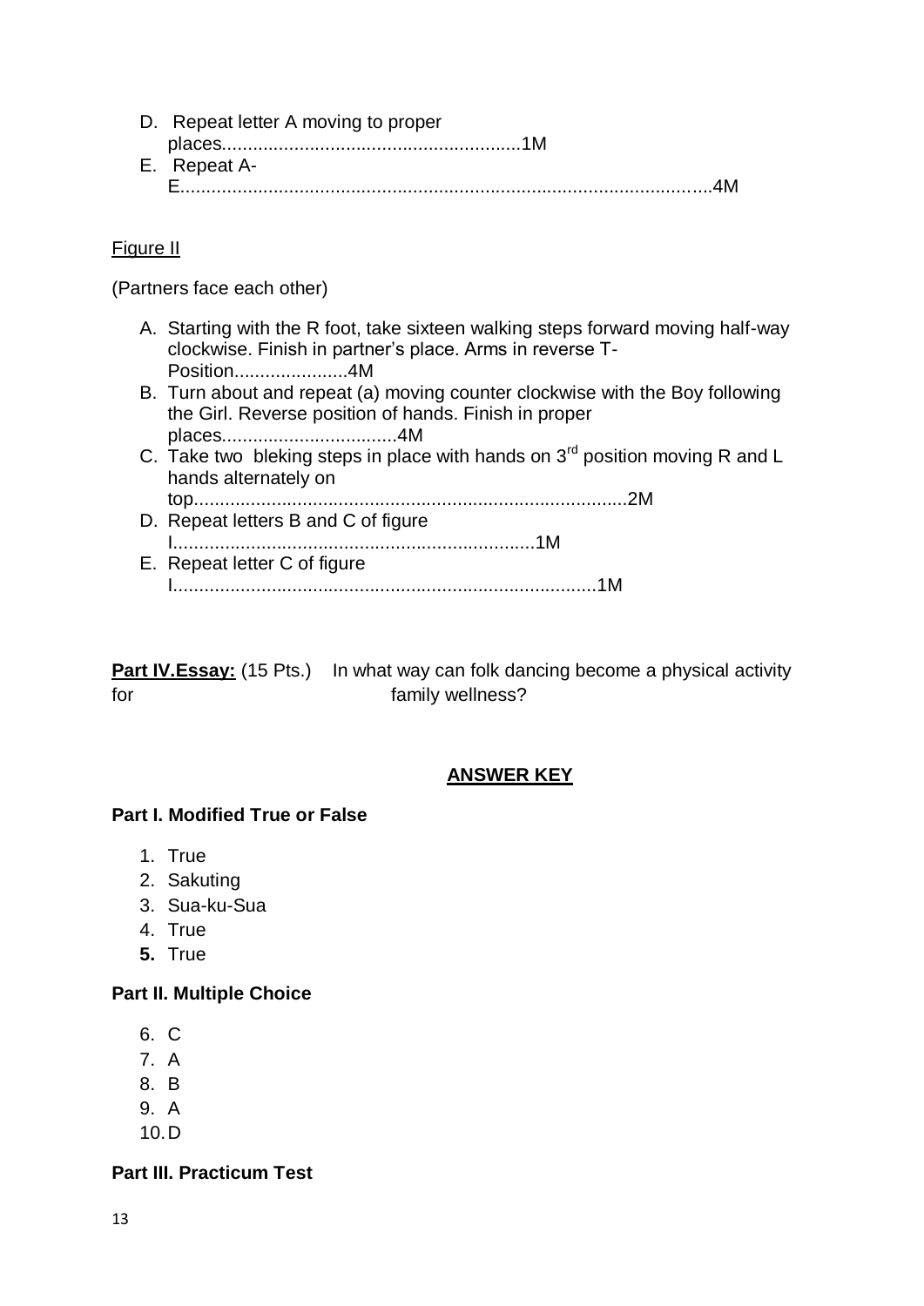D. Repeat letter A moving to proper places..........................................................1M
E. Repeat A-E.......................................................................................................4M

Figure II

(Partners face each other)

A. Starting with the R foot, take sixteen walking steps forward moving half-way clockwise. Finish in partner's place. Arms in reverse T-Position......................4M
B. Turn about and repeat (a) moving counter clockwise with the Boy following the Girl. Reverse position of hands. Finish in proper places.................................4M
C. Take two bleking steps in place with hands on 3rd position moving R and L hands alternately on top..................................................................................2M
D. Repeat letters B and C of figure I.....................................................................1M
E. Repeat letter C of figure I..................................................................................1M

**Part IV.Essay:** (15 Pts.) In what way can folk dancing become a physical activity for family wellness?

## ANSWER KEY

**Part I. Modified True or False**

1. True
2. Sakuting
3. Sua-ku-Sua
4. True
5. True

**Part II. Multiple Choice**

6. C
7. A
8. B
9. A
10. D

**Part III. Practicum Test**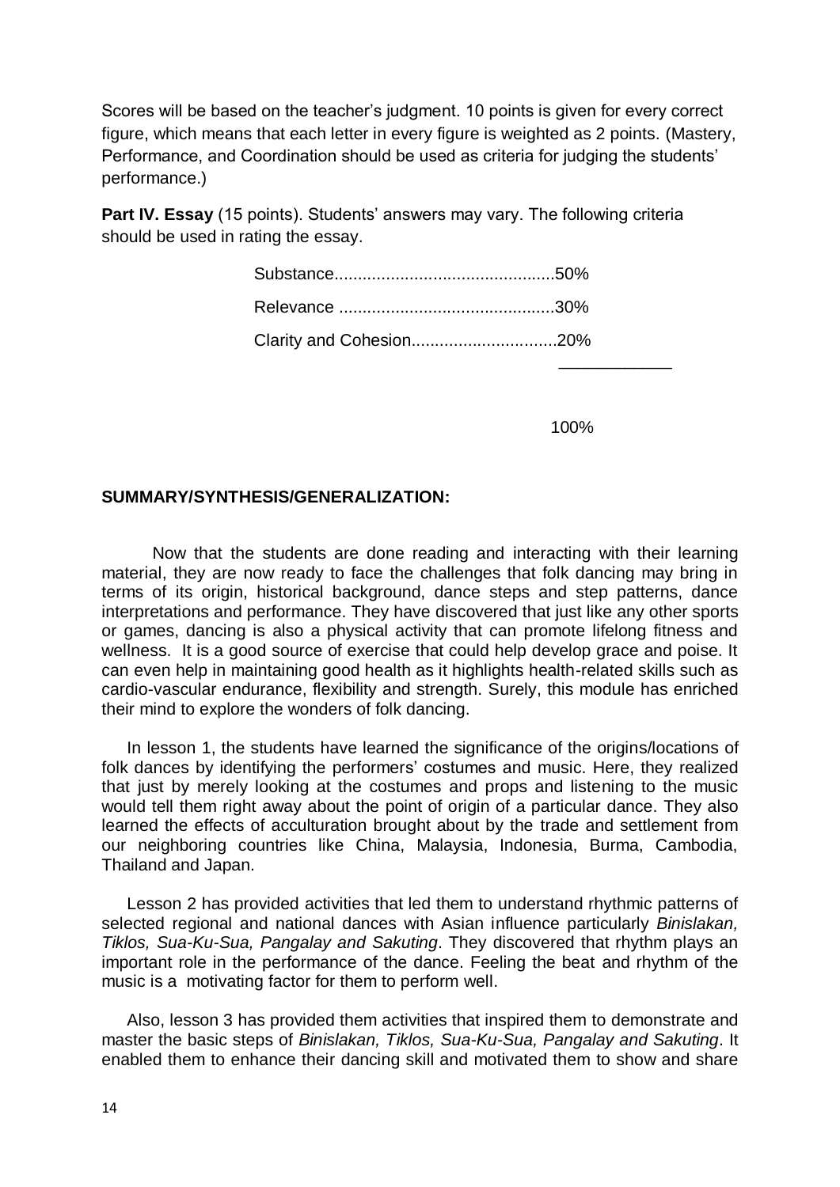Scores will be based on the teacher's judgment. 10 points is given for every correct figure, which means that each letter in every figure is weighted as 2 points. (Mastery, Performance, and Coordination should be used as criteria for judging the students' performance.)

**Part IV. Essay** (15 points). Students' answers may vary. The following criteria should be used in rating the essay.

| Criteria | Weight |
|---|---|
| Substance | 50% |
| Relevance | 30% |
| Clarity and Cohesion | 20% |
| | 100% |

**SUMMARY/SYNTHESIS/GENERALIZATION:**

Now that the students are done reading and interacting with their learning material, they are now ready to face the challenges that folk dancing may bring in terms of its origin, historical background, dance steps and step patterns, dance interpretations and performance. They have discovered that just like any other sports or games, dancing is also a physical activity that can promote lifelong fitness and wellness. It is a good source of exercise that could help develop grace and poise. It can even help in maintaining good health as it highlights health-related skills such as cardio-vascular endurance, flexibility and strength. Surely, this module has enriched their mind to explore the wonders of folk dancing.

In lesson 1, the students have learned the significance of the origins/locations of folk dances by identifying the performers' costumes and music. Here, they realized that just by merely looking at the costumes and props and listening to the music would tell them right away about the point of origin of a particular dance. They also learned the effects of acculturation brought about by the trade and settlement from our neighboring countries like China, Malaysia, Indonesia, Burma, Cambodia, Thailand and Japan.

Lesson 2 has provided activities that led them to understand rhythmic patterns of selected regional and national dances with Asian influence particularly *Binislakan, Tiklos, Sua-Ku-Sua, Pangalay and Sakuting*. They discovered that rhythm plays an important role in the performance of the dance. Feeling the beat and rhythm of the music is a motivating factor for them to perform well.

Also, lesson 3 has provided them activities that inspired them to demonstrate and master the basic steps of *Binislakan, Tiklos, Sua-Ku-Sua, Pangalay and Sakuting*. It enabled them to enhance their dancing skill and motivated them to show and share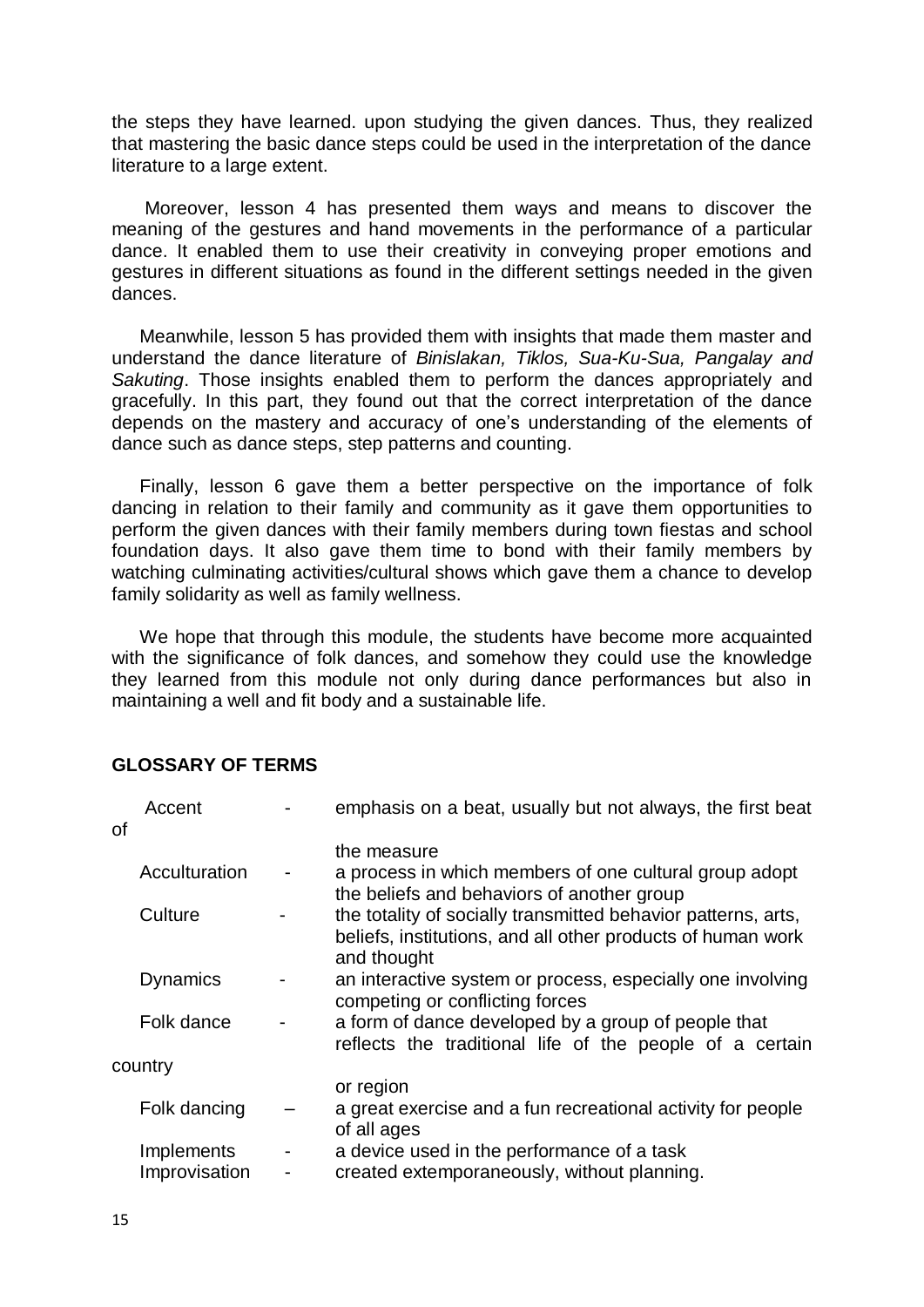the steps they have learned. upon studying the given dances. Thus, they realized that mastering the basic dance steps could be used in the interpretation of the dance literature to a large extent.

Moreover, lesson 4 has presented them ways and means to discover the meaning of the gestures and hand movements in the performance of a particular dance. It enabled them to use their creativity in conveying proper emotions and gestures in different situations as found in the different settings needed in the given dances.

Meanwhile, lesson 5 has provided them with insights that made them master and understand the dance literature of *Binislakan, Tiklos, Sua-Ku-Sua, Pangalay and Sakuting*. Those insights enabled them to perform the dances appropriately and gracefully. In this part, they found out that the correct interpretation of the dance depends on the mastery and accuracy of one's understanding of the elements of dance such as dance steps, step patterns and counting.

Finally, lesson 6 gave them a better perspective on the importance of folk dancing in relation to their family and community as it gave them opportunities to perform the given dances with their family members during town fiestas and school foundation days. It also gave them time to bond with their family members by watching culminating activities/cultural shows which gave them a chance to develop family solidarity as well as family wellness.

We hope that through this module, the students have become more acquainted with the significance of folk dances, and somehow they could use the knowledge they learned from this module not only during dance performances but also in maintaining a well and fit body and a sustainable life.

## GLOSSARY OF TERMS

| Term | | Definition |
|---|---|---|
| Accent | - | emphasis on a beat, usually but not always, the first beat of the measure |
| Acculturation | - | a process in which members of one cultural group adopt the beliefs and behaviors of another group |
| Culture | - | the totality of socially transmitted behavior patterns, arts, beliefs, institutions, and all other products of human work and thought |
| Dynamics | - | an interactive system or process, especially one involving competing or conflicting forces |
| Folk dance | - | a form of dance developed by a group of people that reflects the traditional life of the people of a certain country or region |
| Folk dancing | – | a great exercise and a fun recreational activity for people of all ages |
| Implements | - | a device used in the performance of a task |
| Improvisation | - | created extemporaneously, without planning. |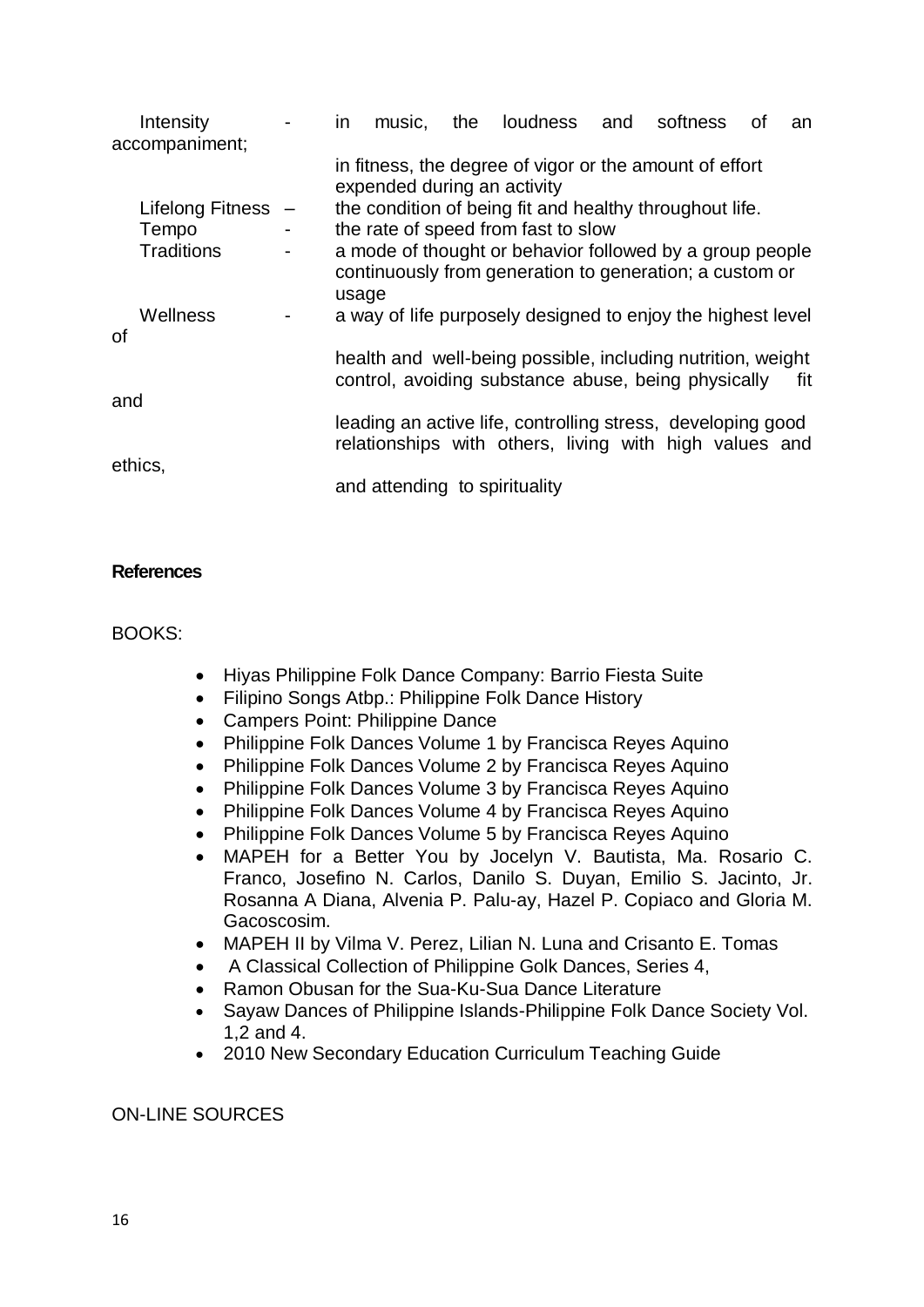Intensity - in music, the loudness and softness of an accompaniment; in fitness, the degree of vigor or the amount of effort expended during an activity

Lifelong Fitness – the condition of being fit and healthy throughout life.

Tempo - the rate of speed from fast to slow

Traditions - a mode of thought or behavior followed by a group people continuously from generation to generation; a custom or usage

Wellness - a way of life purposely designed to enjoy the highest level of health and well-being possible, including nutrition, weight control, avoiding substance abuse, being physically fit and leading an active life, controlling stress, developing good relationships with others, living with high values and ethics, and attending to spirituality

**References**

BOOKS:

- Hiyas Philippine Folk Dance Company: Barrio Fiesta Suite
- Filipino Songs Atbp.: Philippine Folk Dance History
- Campers Point: Philippine Dance
- Philippine Folk Dances Volume 1 by Francisca Reyes Aquino
- Philippine Folk Dances Volume 2 by Francisca Reyes Aquino
- Philippine Folk Dances Volume 3 by Francisca Reyes Aquino
- Philippine Folk Dances Volume 4 by Francisca Reyes Aquino
- Philippine Folk Dances Volume 5 by Francisca Reyes Aquino
- MAPEH for a Better You by Jocelyn V. Bautista, Ma. Rosario C. Franco, Josefino N. Carlos, Danilo S. Duyan, Emilio S. Jacinto, Jr. Rosanna A Diana, Alvenia P. Palu-ay, Hazel P. Copiaco and Gloria M. Gacoscosim.
- MAPEH II by Vilma V. Perez, Lilian N. Luna and Crisanto E. Tomas
- A Classical Collection of Philippine Golk Dances, Series 4,
- Ramon Obusan for the Sua-Ku-Sua Dance Literature
- Sayaw Dances of Philippine Islands-Philippine Folk Dance Society Vol. 1,2 and 4.
- 2010 New Secondary Education Curriculum Teaching Guide

ON-LINE SOURCES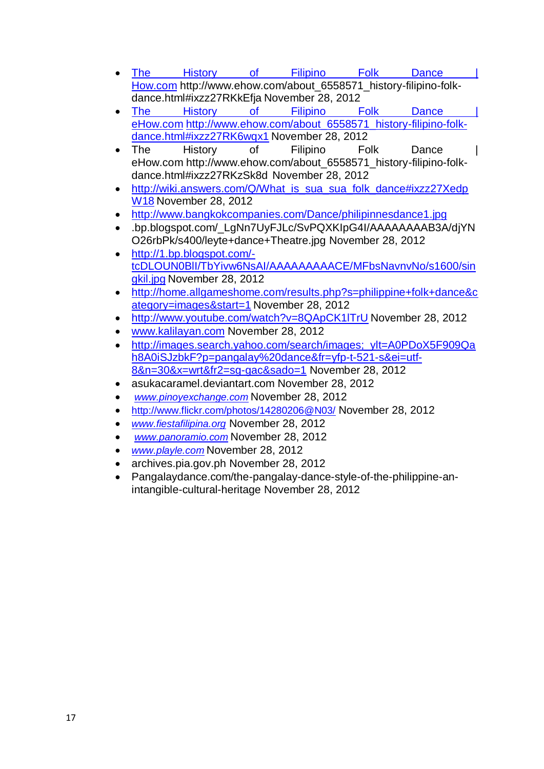- The History of Filipino Folk Dance | How.com http://www.ehow.com/about_6558571_history-filipino-folk-dance.html#ixzz27RKkEfja November 28, 2012
- The History of Filipino Folk Dance | eHow.com http://www.ehow.com/about_6558571_history-filipino-folk-dance.html#ixzz27RK6wqx1 November 28, 2012
- The History of Filipino Folk Dance | eHow.com http://www.ehow.com/about_6558571_history-filipino-folk-dance.html#ixzz27RKzSk8d November 28, 2012
- http://wiki.answers.com/Q/What_is_sua_sua_folk_dance#ixzz27XedpW18 November 28, 2012
- http://www.bangkokcompanies.com/Dance/philipinnesdance1.jpg
- .bp.blogspot.com/_LgNn7UyFJLc/SvPQXKIpG4I/AAAAAAAAB3A/djYNO26rbPk/s400/leyte+dance+Theatre.jpg November 28, 2012
- http://1.bp.blogspot.com/-tcDLOUN0BlI/TbYivw6NsAI/AAAAAAAAACE/MFbsNavnvNo/s1600/singkil.jpg November 28, 2012
- http://home.allgameshome.com/results.php?s=philippine+folk+dance&category=images&start=1 November 28, 2012
- http://www.youtube.com/watch?v=8QApCK1lTrU November 28, 2012
- www.kalilayan.com November 28, 2012
- http://images.search.yahoo.com/search/images;_ylt=A0PDoX5F909Qah8A0iSJzbkF?p=pangalay%20dance&fr=yfp-t-521-s&ei=utf-8&n=30&x=wrt&fr2=sg-gac&sado=1 November 28, 2012
- asukacaramel.deviantart.com November 28, 2012
- *www.pinoyexchange.com* November 28, 2012
- http://www.flickr.com/photos/14280206@N03/ November 28, 2012
- *www.fiestafilipina.org* November 28, 2012
- *www.panoramio.com* November 28, 2012
- *www.playle.com* November 28, 2012
- archives.pia.gov.ph November 28, 2012
- Pangalaydance.com/the-pangalay-dance-style-of-the-philippine-an-intangible-cultural-heritage November 28, 2012